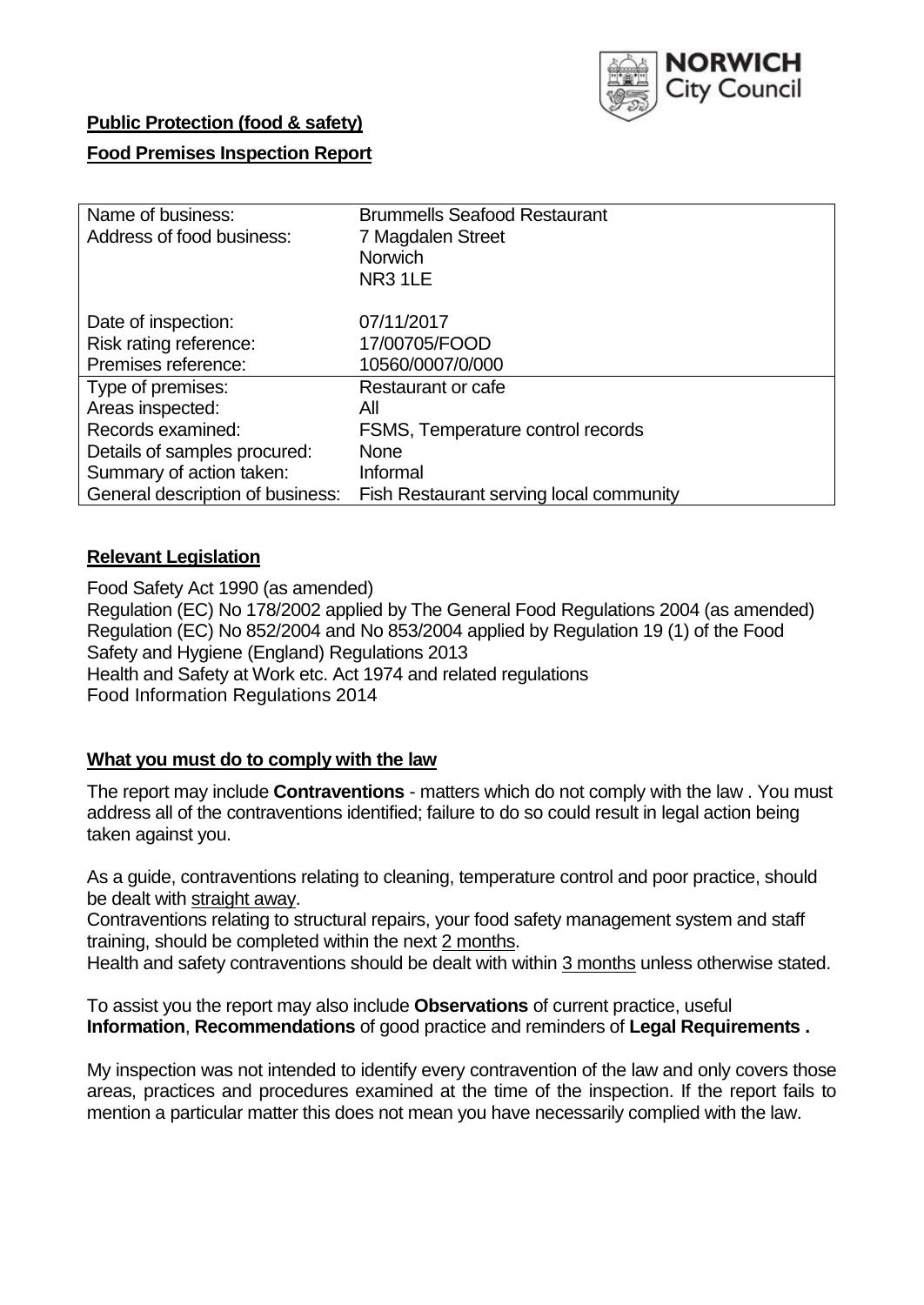**Public Protection (food & safety)**

**Food Premises Inspection Report**

| Name of business: | Brummells Seafood Restaurant |
|---|---|
| Address of food business: | 7 Magdalen Street<br>Norwich<br>NR3 1LE |
| Date of inspection: | 07/11/2017 |
| Risk rating reference: | 17/00705/FOOD |
| Premises reference: | 10560/0007/0/000 |
| Type of premises: | Restaurant or cafe |
| Areas inspected: | All |
| Records examined: | FSMS, Temperature control records |
| Details of samples procured: | None |
| Summary of action taken: | Informal |
| General description of business: | Fish Restaurant serving local community |

## Relevant Legislation

Food Safety Act 1990 (as amended)
Regulation (EC) No 178/2002 applied by The General Food Regulations 2004 (as amended)
Regulation (EC) No 852/2004 and No 853/2004 applied by Regulation 19 (1) of the Food Safety and Hygiene (England) Regulations 2013
Health and Safety at Work etc. Act 1974 and related regulations
Food Information Regulations 2014

## What you must do to comply with the law

The report may include **Contraventions** - matters which do not comply with the law . You must address all of the contraventions identified; failure to do so could result in legal action being taken against you.

As a guide, contraventions relating to cleaning, temperature control and poor practice, should be dealt with straight away.
Contraventions relating to structural repairs, your food safety management system and staff training, should be completed within the next 2 months.
Health and safety contraventions should be dealt with within 3 months unless otherwise stated.

To assist you the report may also include **Observations** of current practice, useful **Information**, **Recommendations** of good practice and reminders of **Legal Requirements .**

My inspection was not intended to identify every contravention of the law and only covers those areas, practices and procedures examined at the time of the inspection. If the report fails to mention a particular matter this does not mean you have necessarily complied with the law.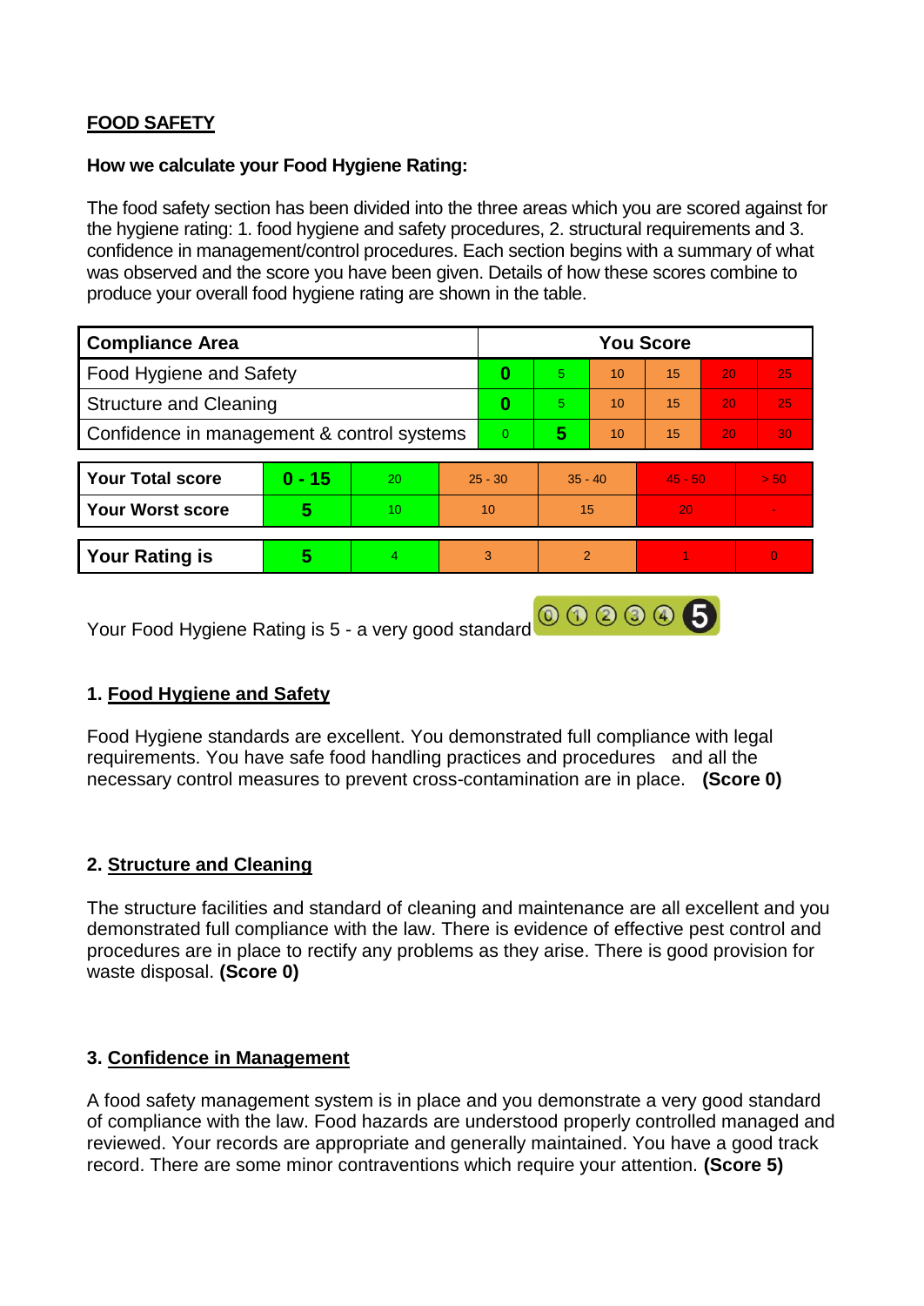## FOOD SAFETY

**How we calculate your Food Hygiene Rating:**

The food safety section has been divided into the three areas which you are scored against for the hygiene rating: 1. food hygiene and safety procedures, 2. structural requirements and 3. confidence in management/control procedures. Each section begins with a summary of what was observed and the score you have been given. Details of how these scores combine to produce your overall food hygiene rating are shown in the table.

| Compliance Area | You Score | | | | | |
|---|---|---|---|---|---|---|
| Food Hygiene and Safety | **0** | 5 | 10 | 15 | 20 | 25 |
| Structure and Cleaning | **0** | 5 | 10 | 15 | 20 | 25 |
| Confidence in management & control systems | 0 | **5** | 10 | 15 | 20 | 30 |

| | | | | | | |
|---|---|---|---|---|---|---|
| **Your Total score** | **0 - 15** | 20 | 25 - 30 | 35 - 40 | 45 - 50 | > 50 |
| **Your Worst score** | **5** | 10 | 10 | 15 | 20 | - |

| | | | | | | |
|---|---|---|---|---|---|---|
| **Your Rating is** | **5** | 4 | 3 | 2 | 1 | 0 |

Your Food Hygiene Rating is 5 - a very good standard

### 1. Food Hygiene and Safety

Food Hygiene standards are excellent. You demonstrated full compliance with legal requirements. You have safe food handling practices and procedures and all the necessary control measures to prevent cross-contamination are in place. **(Score 0)**

### 2. Structure and Cleaning

The structure facilities and standard of cleaning and maintenance are all excellent and you demonstrated full compliance with the law. There is evidence of effective pest control and procedures are in place to rectify any problems as they arise. There is good provision for waste disposal. **(Score 0)**

### 3. Confidence in Management

A food safety management system is in place and you demonstrate a very good standard of compliance with the law. Food hazards are understood properly controlled managed and reviewed. Your records are appropriate and generally maintained. You have a good track record. There are some minor contraventions which require your attention. **(Score 5)**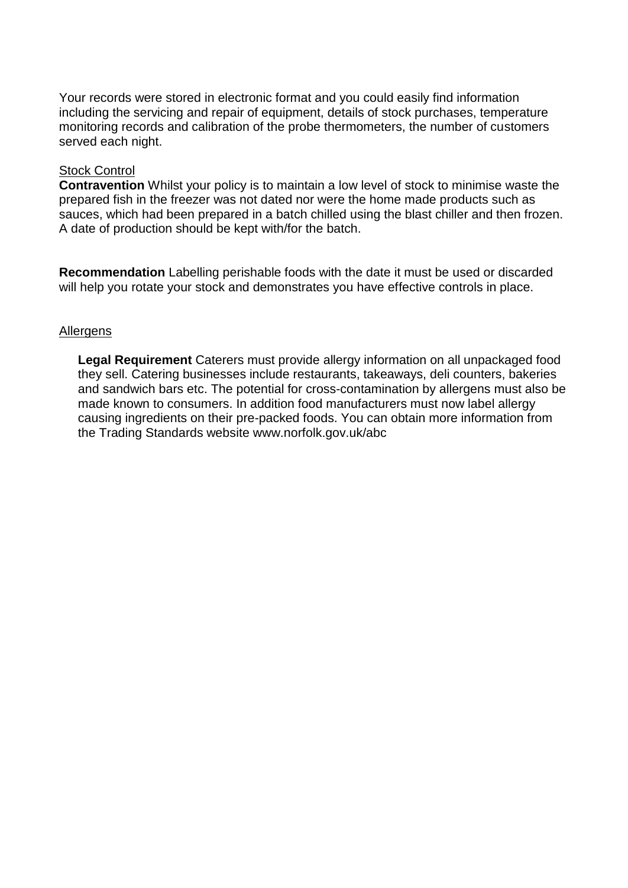Your records were stored in electronic format and you could easily find information including the servicing and repair of equipment, details of stock purchases, temperature monitoring records and calibration of the probe thermometers, the number of customers served each night.

Stock Control

**Contravention** Whilst your policy is to maintain a low level of stock to minimise waste the prepared fish in the freezer was not dated nor were the home made products such as sauces, which had been prepared in a batch chilled using the blast chiller and then frozen. A date of production should be kept with/for the batch.

**Recommendation** Labelling perishable foods with the date it must be used or discarded will help you rotate your stock and demonstrates you have effective controls in place.

Allergens

**Legal Requirement** Caterers must provide allergy information on all unpackaged food they sell. Catering businesses include restaurants, takeaways, deli counters, bakeries and sandwich bars etc. The potential for cross-contamination by allergens must also be made known to consumers. In addition food manufacturers must now label allergy causing ingredients on their pre-packed foods. You can obtain more information from the Trading Standards website www.norfolk.gov.uk/abc